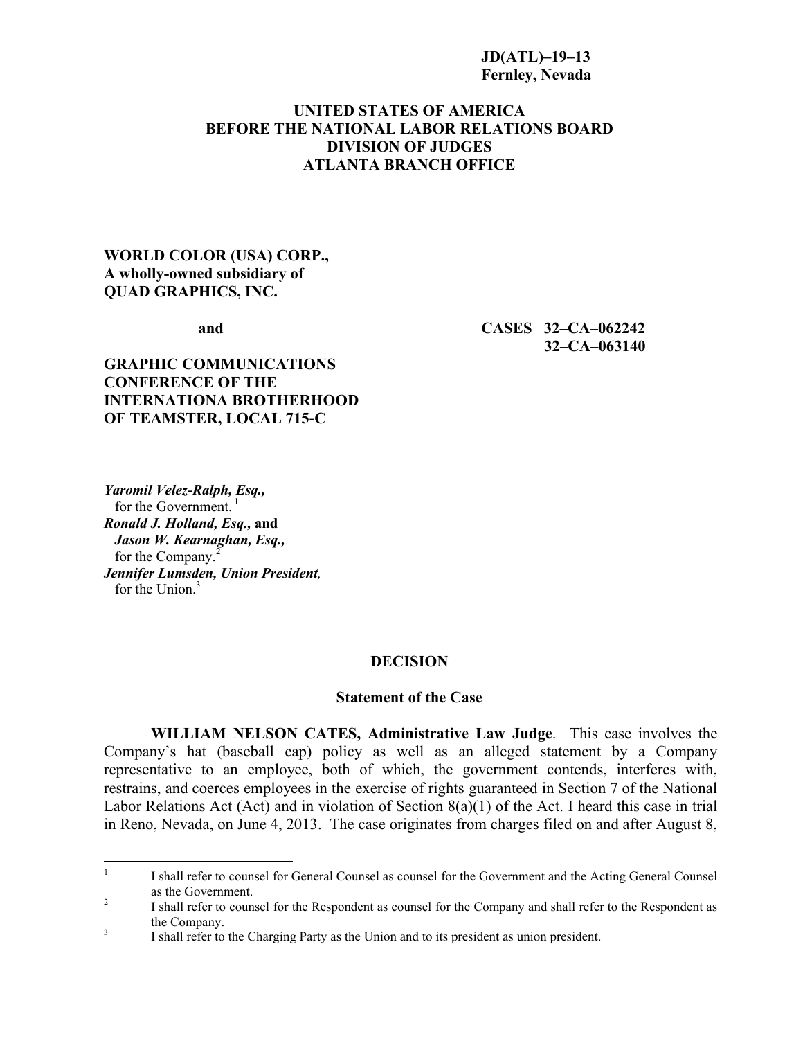**JD(ATL)–19–13**
**Fernley, Nevada**

**UNITED STATES OF AMERICA**
**BEFORE THE NATIONAL LABOR RELATIONS BOARD**
**DIVISION OF JUDGES**
**ATLANTA BRANCH OFFICE**

**WORLD COLOR (USA) CORP.,**
**A wholly-owned subsidiary of**
**QUAD GRAPHICS, INC.**

**and** **CASES 32–CA–062242**
**32–CA–063140**

**GRAPHIC COMMUNICATIONS**
**CONFERENCE OF THE**
**INTERNATIONA BROTHERHOOD**
**OF TEAMSTER, LOCAL 715-C**

***Yaromil Velez-Ralph, Esq.,***
for the Government.[1]
***Ronald J. Holland, Esq.,*** **and**
***Jason W. Kearnaghan, Esq.,***
for the Company.[2]
***Jennifer Lumsden, Union President,***
for the Union.[3]

## DECISION

### Statement of the Case

**WILLIAM NELSON CATES, Administrative Law Judge**. This case involves the Company's hat (baseball cap) policy as well as an alleged statement by a Company representative to an employee, both of which, the government contends, interferes with, restrains, and coerces employees in the exercise of rights guaranteed in Section 7 of the National Labor Relations Act (Act) and in violation of Section 8(a)(1) of the Act. I heard this case in trial in Reno, Nevada, on June 4, 2013. The case originates from charges filed on and after August 8,

---

[1] I shall refer to counsel for General Counsel as counsel for the Government and the Acting General Counsel as the Government.

[2] I shall refer to counsel for the Respondent as counsel for the Company and shall refer to the Respondent as the Company.

[3] I shall refer to the Charging Party as the Union and to its president as union president.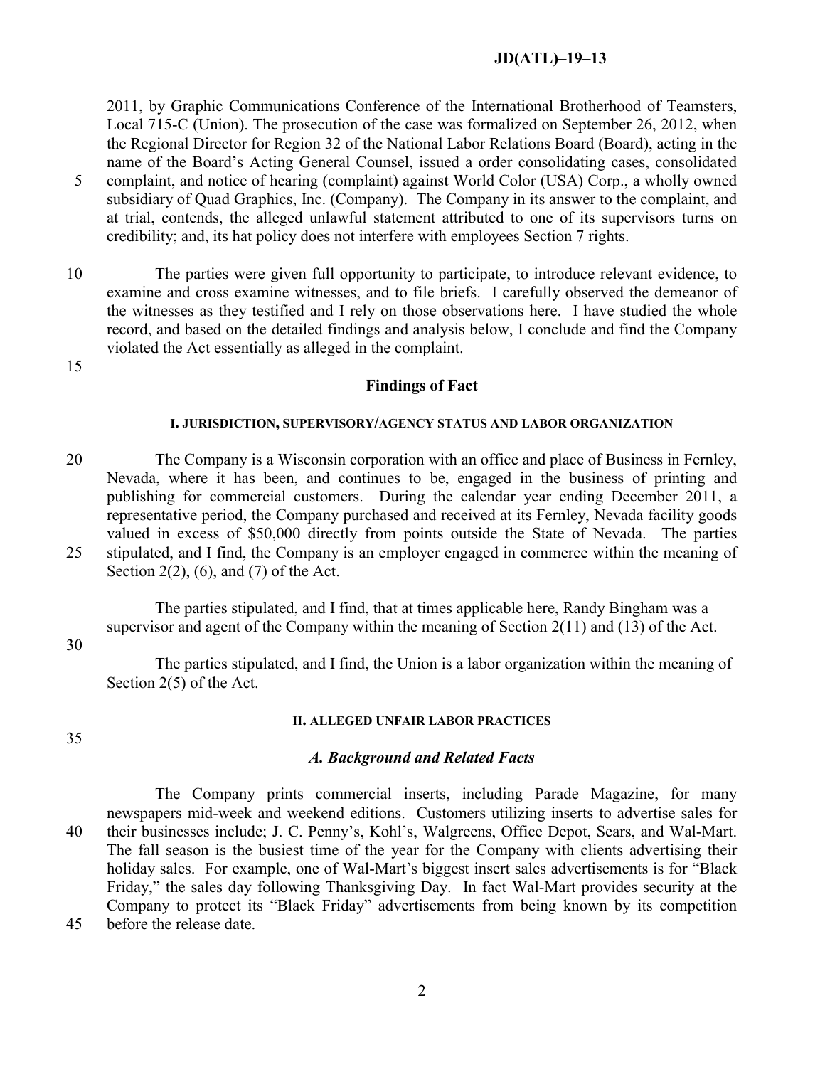2011, by Graphic Communications Conference of the International Brotherhood of Teamsters, Local 715-C (Union). The prosecution of the case was formalized on September 26, 2012, when the Regional Director for Region 32 of the National Labor Relations Board (Board), acting in the name of the Board's Acting General Counsel, issued a order consolidating cases, consolidated complaint, and notice of hearing (complaint) against World Color (USA) Corp., a wholly owned subsidiary of Quad Graphics, Inc. (Company). The Company in its answer to the complaint, and at trial, contends, the alleged unlawful statement attributed to one of its supervisors turns on credibility; and, its hat policy does not interfere with employees Section 7 rights.

The parties were given full opportunity to participate, to introduce relevant evidence, to examine and cross examine witnesses, and to file briefs. I carefully observed the demeanor of the witnesses as they testified and I rely on those observations here. I have studied the whole record, and based on the detailed findings and analysis below, I conclude and find the Company violated the Act essentially as alleged in the complaint.

## Findings of Fact

### I. JURISDICTION, SUPERVISORY/AGENCY STATUS AND LABOR ORGANIZATION

The Company is a Wisconsin corporation with an office and place of Business in Fernley, Nevada, where it has been, and continues to be, engaged in the business of printing and publishing for commercial customers. During the calendar year ending December 2011, a representative period, the Company purchased and received at its Fernley, Nevada facility goods valued in excess of $50,000 directly from points outside the State of Nevada. The parties stipulated, and I find, the Company is an employer engaged in commerce within the meaning of Section 2(2), (6), and (7) of the Act.

The parties stipulated, and I find, that at times applicable here, Randy Bingham was a supervisor and agent of the Company within the meaning of Section 2(11) and (13) of the Act.

The parties stipulated, and I find, the Union is a labor organization within the meaning of Section 2(5) of the Act.

### II. ALLEGED UNFAIR LABOR PRACTICES

#### *A. Background and Related Facts*

The Company prints commercial inserts, including Parade Magazine, for many newspapers mid-week and weekend editions. Customers utilizing inserts to advertise sales for their businesses include; J. C. Penny's, Kohl's, Walgreens, Office Depot, Sears, and Wal-Mart. The fall season is the busiest time of the year for the Company with clients advertising their holiday sales. For example, one of Wal-Mart's biggest insert sales advertisements is for "Black Friday," the sales day following Thanksgiving Day. In fact Wal-Mart provides security at the Company to protect its "Black Friday" advertisements from being known by its competition before the release date.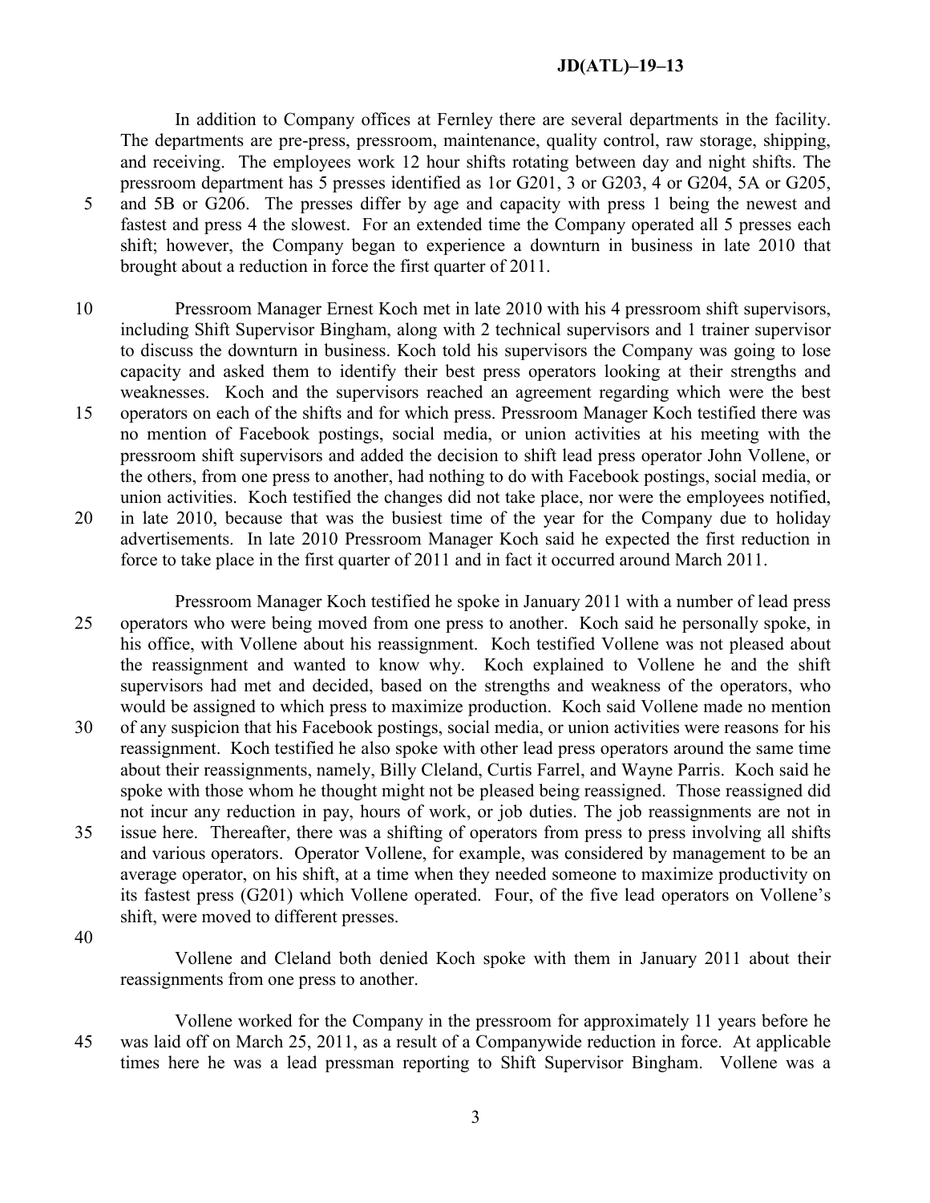In addition to Company offices at Fernley there are several departments in the facility. The departments are pre-press, pressroom, maintenance, quality control, raw storage, shipping, and receiving. The employees work 12 hour shifts rotating between day and night shifts. The pressroom department has 5 presses identified as 1or G201, 3 or G203, 4 or G204, 5A or G205, and 5B or G206. The presses differ by age and capacity with press 1 being the newest and fastest and press 4 the slowest. For an extended time the Company operated all 5 presses each shift; however, the Company began to experience a downturn in business in late 2010 that brought about a reduction in force the first quarter of 2011.

Pressroom Manager Ernest Koch met in late 2010 with his 4 pressroom shift supervisors, including Shift Supervisor Bingham, along with 2 technical supervisors and 1 trainer supervisor to discuss the downturn in business. Koch told his supervisors the Company was going to lose capacity and asked them to identify their best press operators looking at their strengths and weaknesses. Koch and the supervisors reached an agreement regarding which were the best operators on each of the shifts and for which press. Pressroom Manager Koch testified there was no mention of Facebook postings, social media, or union activities at his meeting with the pressroom shift supervisors and added the decision to shift lead press operator John Vollene, or the others, from one press to another, had nothing to do with Facebook postings, social media, or union activities. Koch testified the changes did not take place, nor were the employees notified, in late 2010, because that was the busiest time of the year for the Company due to holiday advertisements. In late 2010 Pressroom Manager Koch said he expected the first reduction in force to take place in the first quarter of 2011 and in fact it occurred around March 2011.

Pressroom Manager Koch testified he spoke in January 2011 with a number of lead press operators who were being moved from one press to another. Koch said he personally spoke, in his office, with Vollene about his reassignment. Koch testified Vollene was not pleased about the reassignment and wanted to know why. Koch explained to Vollene he and the shift supervisors had met and decided, based on the strengths and weakness of the operators, who would be assigned to which press to maximize production. Koch said Vollene made no mention of any suspicion that his Facebook postings, social media, or union activities were reasons for his reassignment. Koch testified he also spoke with other lead press operators around the same time about their reassignments, namely, Billy Cleland, Curtis Farrel, and Wayne Parris. Koch said he spoke with those whom he thought might not be pleased being reassigned. Those reassigned did not incur any reduction in pay, hours of work, or job duties. The job reassignments are not in issue here. Thereafter, there was a shifting of operators from press to press involving all shifts and various operators. Operator Vollene, for example, was considered by management to be an average operator, on his shift, at a time when they needed someone to maximize productivity on its fastest press (G201) which Vollene operated. Four, of the five lead operators on Vollene's shift, were moved to different presses.

Vollene and Cleland both denied Koch spoke with them in January 2011 about their reassignments from one press to another.

Vollene worked for the Company in the pressroom for approximately 11 years before he was laid off on March 25, 2011, as a result of a Companywide reduction in force. At applicable times here he was a lead pressman reporting to Shift Supervisor Bingham. Vollene was a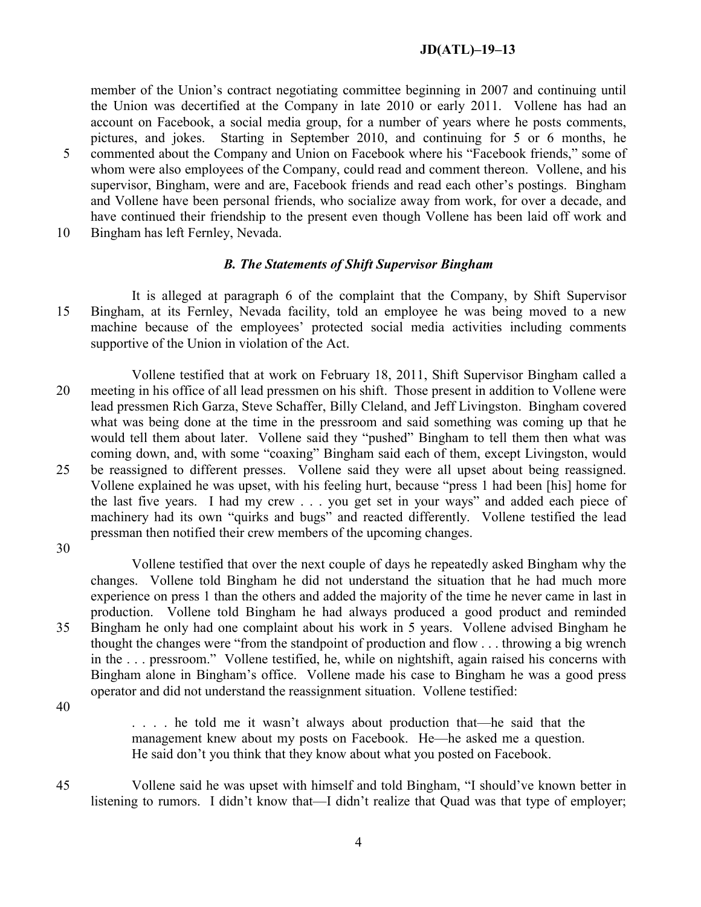member of the Union's contract negotiating committee beginning in 2007 and continuing until the Union was decertified at the Company in late 2010 or early 2011. Vollene has had an account on Facebook, a social media group, for a number of years where he posts comments, pictures, and jokes. Starting in September 2010, and continuing for 5 or 6 months, he commented about the Company and Union on Facebook where his "Facebook friends," some of whom were also employees of the Company, could read and comment thereon. Vollene, and his supervisor, Bingham, were and are, Facebook friends and read each other's postings. Bingham and Vollene have been personal friends, who socialize away from work, for over a decade, and have continued their friendship to the present even though Vollene has been laid off work and Bingham has left Fernley, Nevada.

### *B. The Statements of Shift Supervisor Bingham*

It is alleged at paragraph 6 of the complaint that the Company, by Shift Supervisor Bingham, at its Fernley, Nevada facility, told an employee he was being moved to a new machine because of the employees' protected social media activities including comments supportive of the Union in violation of the Act.

Vollene testified that at work on February 18, 2011, Shift Supervisor Bingham called a meeting in his office of all lead pressmen on his shift. Those present in addition to Vollene were lead pressmen Rich Garza, Steve Schaffer, Billy Cleland, and Jeff Livingston. Bingham covered what was being done at the time in the pressroom and said something was coming up that he would tell them about later. Vollene said they "pushed" Bingham to tell them then what was coming down, and, with some "coaxing" Bingham said each of them, except Livingston, would be reassigned to different presses. Vollene said they were all upset about being reassigned. Vollene explained he was upset, with his feeling hurt, because "press 1 had been [his] home for the last five years. I had my crew . . . you get set in your ways" and added each piece of machinery had its own "quirks and bugs" and reacted differently. Vollene testified the lead pressman then notified their crew members of the upcoming changes.

Vollene testified that over the next couple of days he repeatedly asked Bingham why the changes. Vollene told Bingham he did not understand the situation that he had much more experience on press 1 than the others and added the majority of the time he never came in last in production. Vollene told Bingham he had always produced a good product and reminded Bingham he only had one complaint about his work in 5 years. Vollene advised Bingham he thought the changes were "from the standpoint of production and flow . . . throwing a big wrench in the . . . pressroom." Vollene testified, he, while on nightshift, again raised his concerns with Bingham alone in Bingham's office. Vollene made his case to Bingham he was a good press operator and did not understand the reassignment situation. Vollene testified:

> . . . . he told me it wasn't always about production that—he said that the management knew about my posts on Facebook. He—he asked me a question. He said don't you think that they know about what you posted on Facebook.

Vollene said he was upset with himself and told Bingham, "I should've known better in listening to rumors. I didn't know that—I didn't realize that Quad was that type of employer;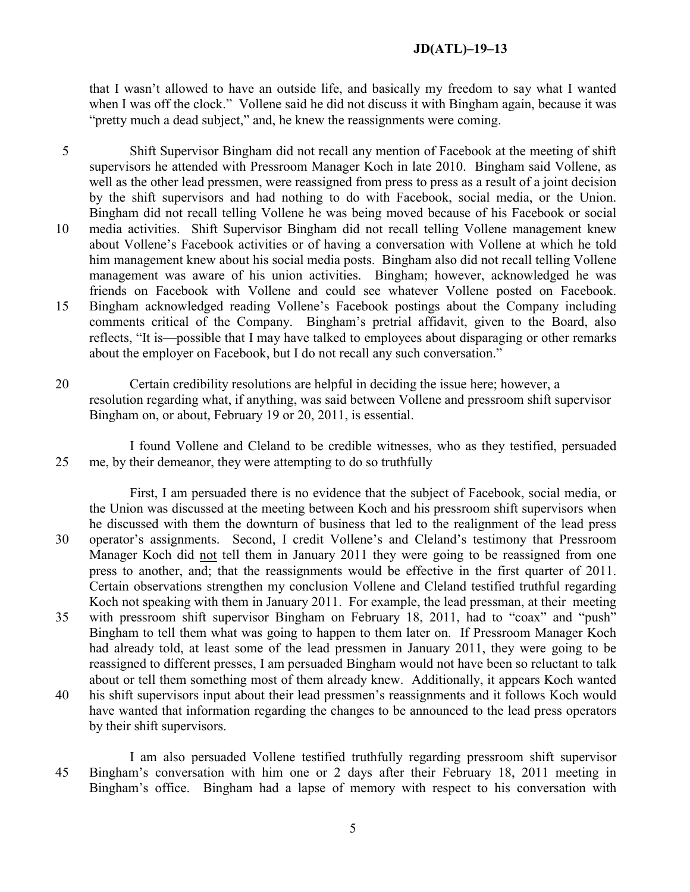that I wasn't allowed to have an outside life, and basically my freedom to say what I wanted when I was off the clock." Vollene said he did not discuss it with Bingham again, because it was "pretty much a dead subject," and, he knew the reassignments were coming.

Shift Supervisor Bingham did not recall any mention of Facebook at the meeting of shift supervisors he attended with Pressroom Manager Koch in late 2010. Bingham said Vollene, as well as the other lead pressmen, were reassigned from press to press as a result of a joint decision by the shift supervisors and had nothing to do with Facebook, social media, or the Union. Bingham did not recall telling Vollene he was being moved because of his Facebook or social media activities. Shift Supervisor Bingham did not recall telling Vollene management knew about Vollene's Facebook activities or of having a conversation with Vollene at which he told him management knew about his social media posts. Bingham also did not recall telling Vollene management was aware of his union activities. Bingham; however, acknowledged he was friends on Facebook with Vollene and could see whatever Vollene posted on Facebook. Bingham acknowledged reading Vollene's Facebook postings about the Company including comments critical of the Company. Bingham's pretrial affidavit, given to the Board, also reflects, "It is—possible that I may have talked to employees about disparaging or other remarks about the employer on Facebook, but I do not recall any such conversation."

Certain credibility resolutions are helpful in deciding the issue here; however, a resolution regarding what, if anything, was said between Vollene and pressroom shift supervisor Bingham on, or about, February 19 or 20, 2011, is essential.

I found Vollene and Cleland to be credible witnesses, who as they testified, persuaded me, by their demeanor, they were attempting to do so truthfully

First, I am persuaded there is no evidence that the subject of Facebook, social media, or the Union was discussed at the meeting between Koch and his pressroom shift supervisors when he discussed with them the downturn of business that led to the realignment of the lead press operator's assignments. Second, I credit Vollene's and Cleland's testimony that Pressroom Manager Koch did <u>not</u> tell them in January 2011 they were going to be reassigned from one press to another, and; that the reassignments would be effective in the first quarter of 2011. Certain observations strengthen my conclusion Vollene and Cleland testified truthful regarding Koch not speaking with them in January 2011. For example, the lead pressman, at their meeting with pressroom shift supervisor Bingham on February 18, 2011, had to "coax" and "push" Bingham to tell them what was going to happen to them later on. If Pressroom Manager Koch had already told, at least some of the lead pressmen in January 2011, they were going to be reassigned to different presses, I am persuaded Bingham would not have been so reluctant to talk about or tell them something most of them already knew. Additionally, it appears Koch wanted his shift supervisors input about their lead pressmen's reassignments and it follows Koch would have wanted that information regarding the changes to be announced to the lead press operators by their shift supervisors.

I am also persuaded Vollene testified truthfully regarding pressroom shift supervisor Bingham's conversation with him one or 2 days after their February 18, 2011 meeting in Bingham's office. Bingham had a lapse of memory with respect to his conversation with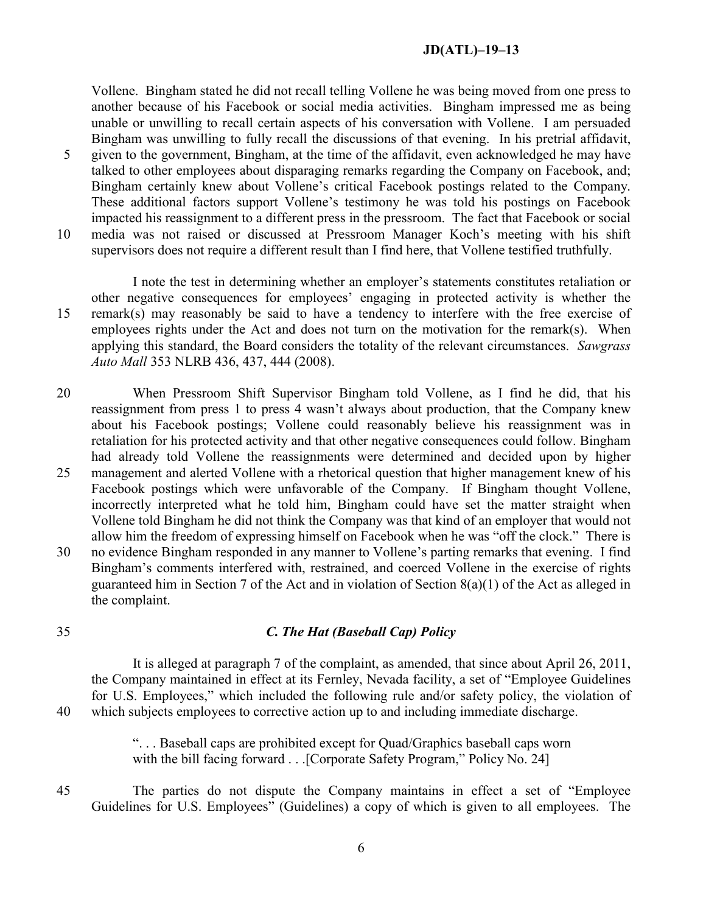Vollene. Bingham stated he did not recall telling Vollene he was being moved from one press to another because of his Facebook or social media activities. Bingham impressed me as being unable or unwilling to recall certain aspects of his conversation with Vollene. I am persuaded Bingham was unwilling to fully recall the discussions of that evening. In his pretrial affidavit, given to the government, Bingham, at the time of the affidavit, even acknowledged he may have talked to other employees about disparaging remarks regarding the Company on Facebook, and; Bingham certainly knew about Vollene's critical Facebook postings related to the Company. These additional factors support Vollene's testimony he was told his postings on Facebook impacted his reassignment to a different press in the pressroom. The fact that Facebook or social media was not raised or discussed at Pressroom Manager Koch's meeting with his shift supervisors does not require a different result than I find here, that Vollene testified truthfully.

I note the test in determining whether an employer's statements constitutes retaliation or other negative consequences for employees' engaging in protected activity is whether the remark(s) may reasonably be said to have a tendency to interfere with the free exercise of employees rights under the Act and does not turn on the motivation for the remark(s). When applying this standard, the Board considers the totality of the relevant circumstances. *Sawgrass Auto Mall* 353 NLRB 436, 437, 444 (2008).

When Pressroom Shift Supervisor Bingham told Vollene, as I find he did, that his reassignment from press 1 to press 4 wasn't always about production, that the Company knew about his Facebook postings; Vollene could reasonably believe his reassignment was in retaliation for his protected activity and that other negative consequences could follow. Bingham had already told Vollene the reassignments were determined and decided upon by higher management and alerted Vollene with a rhetorical question that higher management knew of his Facebook postings which were unfavorable of the Company. If Bingham thought Vollene, incorrectly interpreted what he told him, Bingham could have set the matter straight when Vollene told Bingham he did not think the Company was that kind of an employer that would not allow him the freedom of expressing himself on Facebook when he was "off the clock." There is no evidence Bingham responded in any manner to Vollene's parting remarks that evening. I find Bingham's comments interfered with, restrained, and coerced Vollene in the exercise of rights guaranteed him in Section 7 of the Act and in violation of Section 8(a)(1) of the Act as alleged in the complaint.

### *C. The Hat (Baseball Cap) Policy*

It is alleged at paragraph 7 of the complaint, as amended, that since about April 26, 2011, the Company maintained in effect at its Fernley, Nevada facility, a set of "Employee Guidelines for U.S. Employees," which included the following rule and/or safety policy, the violation of which subjects employees to corrective action up to and including immediate discharge.

> ". . . Baseball caps are prohibited except for Quad/Graphics baseball caps worn with the bill facing forward . . .[Corporate Safety Program," Policy No. 24]

The parties do not dispute the Company maintains in effect a set of "Employee Guidelines for U.S. Employees" (Guidelines) a copy of which is given to all employees. The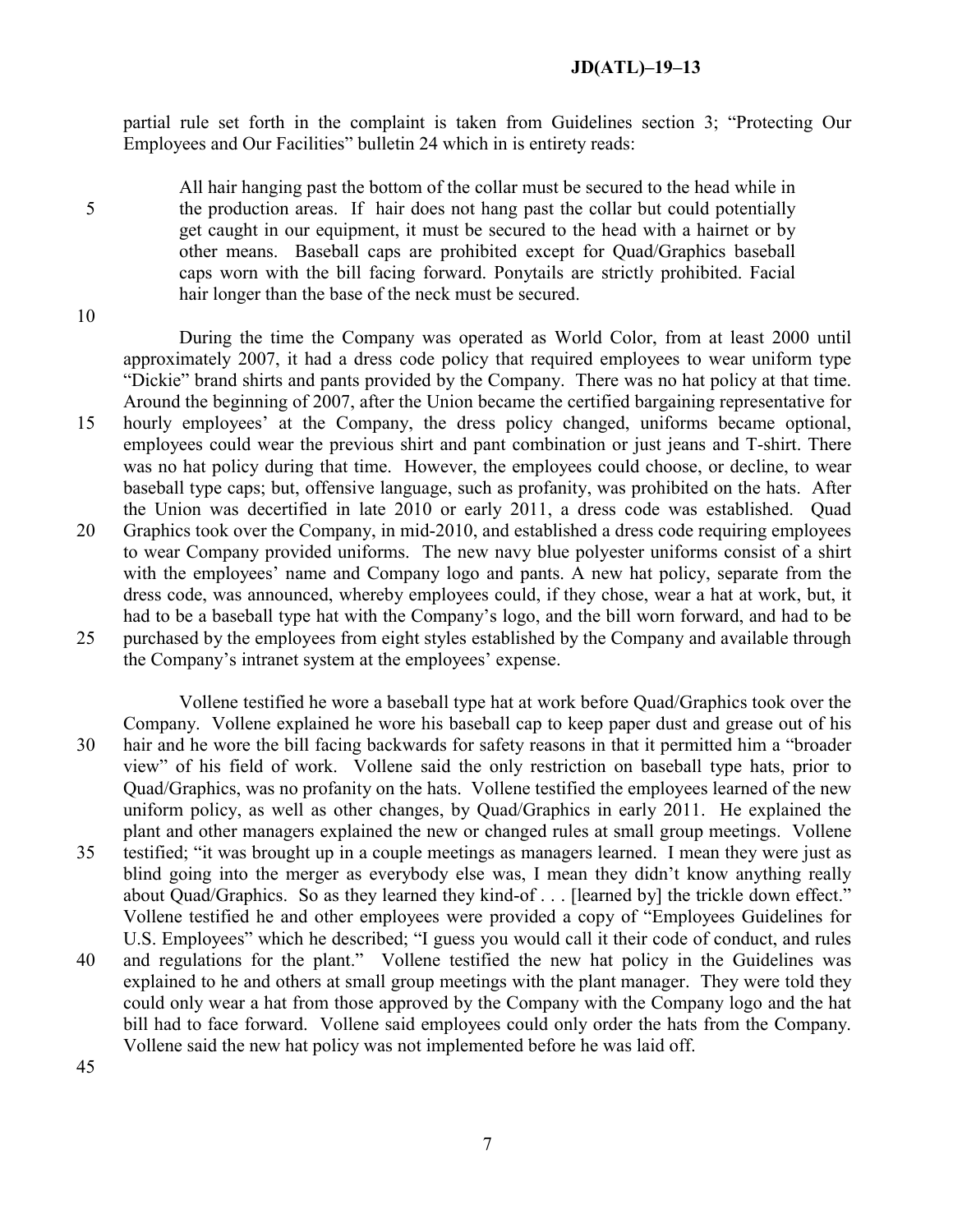partial rule set forth in the complaint is taken from Guidelines section 3; "Protecting Our Employees and Our Facilities" bulletin 24 which in is entirety reads:

> All hair hanging past the bottom of the collar must be secured to the head while in the production areas. If hair does not hang past the collar but could potentially get caught in our equipment, it must be secured to the head with a hairnet or by other means. Baseball caps are prohibited except for Quad/Graphics baseball caps worn with the bill facing forward. Ponytails are strictly prohibited. Facial hair longer than the base of the neck must be secured.

During the time the Company was operated as World Color, from at least 2000 until approximately 2007, it had a dress code policy that required employees to wear uniform type "Dickie" brand shirts and pants provided by the Company. There was no hat policy at that time. Around the beginning of 2007, after the Union became the certified bargaining representative for hourly employees' at the Company, the dress policy changed, uniforms became optional, employees could wear the previous shirt and pant combination or just jeans and T-shirt. There was no hat policy during that time. However, the employees could choose, or decline, to wear baseball type caps; but, offensive language, such as profanity, was prohibited on the hats. After the Union was decertified in late 2010 or early 2011, a dress code was established. Quad Graphics took over the Company, in mid-2010, and established a dress code requiring employees to wear Company provided uniforms. The new navy blue polyester uniforms consist of a shirt with the employees' name and Company logo and pants. A new hat policy, separate from the dress code, was announced, whereby employees could, if they chose, wear a hat at work, but, it had to be a baseball type hat with the Company's logo, and the bill worn forward, and had to be purchased by the employees from eight styles established by the Company and available through the Company's intranet system at the employees' expense.

Vollene testified he wore a baseball type hat at work before Quad/Graphics took over the Company. Vollene explained he wore his baseball cap to keep paper dust and grease out of his hair and he wore the bill facing backwards for safety reasons in that it permitted him a "broader view" of his field of work. Vollene said the only restriction on baseball type hats, prior to Quad/Graphics, was no profanity on the hats. Vollene testified the employees learned of the new uniform policy, as well as other changes, by Quad/Graphics in early 2011. He explained the plant and other managers explained the new or changed rules at small group meetings. Vollene testified; "it was brought up in a couple meetings as managers learned. I mean they were just as blind going into the merger as everybody else was, I mean they didn't know anything really about Quad/Graphics. So as they learned they kind-of . . . [learned by] the trickle down effect." Vollene testified he and other employees were provided a copy of "Employees Guidelines for U.S. Employees" which he described; "I guess you would call it their code of conduct, and rules and regulations for the plant." Vollene testified the new hat policy in the Guidelines was explained to he and others at small group meetings with the plant manager. They were told they could only wear a hat from those approved by the Company with the Company logo and the hat bill had to face forward. Vollene said employees could only order the hats from the Company. Vollene said the new hat policy was not implemented before he was laid off.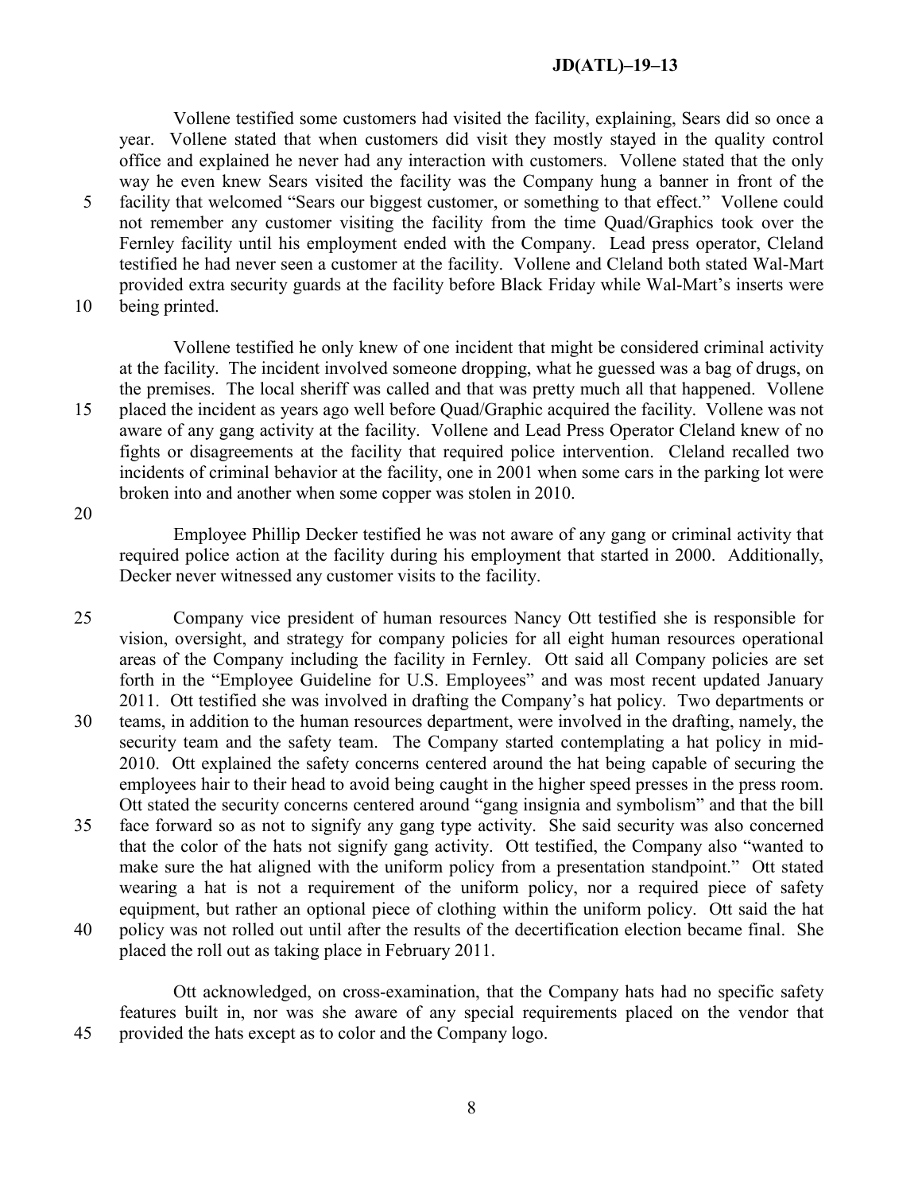Vollene testified some customers had visited the facility, explaining, Sears did so once a year. Vollene stated that when customers did visit they mostly stayed in the quality control office and explained he never had any interaction with customers. Vollene stated that the only way he even knew Sears visited the facility was the Company hung a banner in front of the facility that welcomed "Sears our biggest customer, or something to that effect." Vollene could not remember any customer visiting the facility from the time Quad/Graphics took over the Fernley facility until his employment ended with the Company. Lead press operator, Cleland testified he had never seen a customer at the facility. Vollene and Cleland both stated Wal-Mart provided extra security guards at the facility before Black Friday while Wal-Mart's inserts were being printed.

Vollene testified he only knew of one incident that might be considered criminal activity at the facility. The incident involved someone dropping, what he guessed was a bag of drugs, on the premises. The local sheriff was called and that was pretty much all that happened. Vollene placed the incident as years ago well before Quad/Graphic acquired the facility. Vollene was not aware of any gang activity at the facility. Vollene and Lead Press Operator Cleland knew of no fights or disagreements at the facility that required police intervention. Cleland recalled two incidents of criminal behavior at the facility, one in 2001 when some cars in the parking lot were broken into and another when some copper was stolen in 2010.

Employee Phillip Decker testified he was not aware of any gang or criminal activity that required police action at the facility during his employment that started in 2000. Additionally, Decker never witnessed any customer visits to the facility.

Company vice president of human resources Nancy Ott testified she is responsible for vision, oversight, and strategy for company policies for all eight human resources operational areas of the Company including the facility in Fernley. Ott said all Company policies are set forth in the "Employee Guideline for U.S. Employees" and was most recent updated January 2011. Ott testified she was involved in drafting the Company's hat policy. Two departments or teams, in addition to the human resources department, were involved in the drafting, namely, the security team and the safety team. The Company started contemplating a hat policy in mid-2010. Ott explained the safety concerns centered around the hat being capable of securing the employees hair to their head to avoid being caught in the higher speed presses in the press room. Ott stated the security concerns centered around "gang insignia and symbolism" and that the bill face forward so as not to signify any gang type activity. She said security was also concerned that the color of the hats not signify gang activity. Ott testified, the Company also "wanted to make sure the hat aligned with the uniform policy from a presentation standpoint." Ott stated wearing a hat is not a requirement of the uniform policy, nor a required piece of safety equipment, but rather an optional piece of clothing within the uniform policy. Ott said the hat policy was not rolled out until after the results of the decertification election became final. She placed the roll out as taking place in February 2011.

Ott acknowledged, on cross-examination, that the Company hats had no specific safety features built in, nor was she aware of any special requirements placed on the vendor that provided the hats except as to color and the Company logo.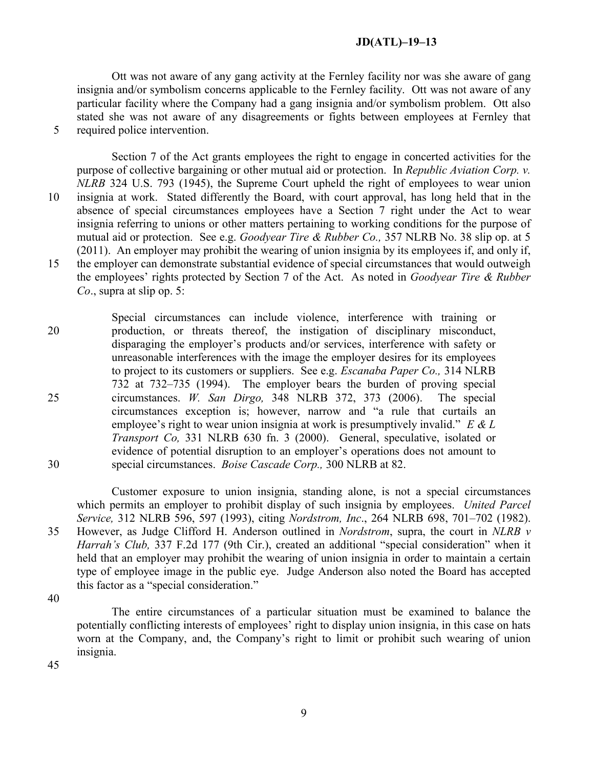Ott was not aware of any gang activity at the Fernley facility nor was she aware of gang insignia and/or symbolism concerns applicable to the Fernley facility. Ott was not aware of any particular facility where the Company had a gang insignia and/or symbolism problem. Ott also stated she was not aware of any disagreements or fights between employees at Fernley that required police intervention.

Section 7 of the Act grants employees the right to engage in concerted activities for the purpose of collective bargaining or other mutual aid or protection. In *Republic Aviation Corp. v. NLRB* 324 U.S. 793 (1945), the Supreme Court upheld the right of employees to wear union insignia at work. Stated differently the Board, with court approval, has long held that in the absence of special circumstances employees have a Section 7 right under the Act to wear insignia referring to unions or other matters pertaining to working conditions for the purpose of mutual aid or protection. See e.g. *Goodyear Tire & Rubber Co.,* 357 NLRB No. 38 slip op. at 5 (2011). An employer may prohibit the wearing of union insignia by its employees if, and only if, the employer can demonstrate substantial evidence of special circumstances that would outweigh the employees' rights protected by Section 7 of the Act. As noted in *Goodyear Tire & Rubber Co*., supra at slip op. 5:

> Special circumstances can include violence, interference with training or production, or threats thereof, the instigation of disciplinary misconduct, disparaging the employer's products and/or services, interference with safety or unreasonable interferences with the image the employer desires for its employees to project to its customers or suppliers. See e.g. *Escanaba Paper Co.,* 314 NLRB 732 at 732–735 (1994). The employer bears the burden of proving special circumstances. *W. San Dirgo,* 348 NLRB 372, 373 (2006). The special circumstances exception is; however, narrow and "a rule that curtails an employee's right to wear union insignia at work is presumptively invalid." *E & L Transport Co,* 331 NLRB 630 fn. 3 (2000). General, speculative, isolated or evidence of potential disruption to an employer's operations does not amount to special circumstances. *Boise Cascade Corp.,* 300 NLRB at 82.

Customer exposure to union insignia, standing alone, is not a special circumstances which permits an employer to prohibit display of such insignia by employees. *United Parcel Service,* 312 NLRB 596, 597 (1993), citing *Nordstrom, Inc*., 264 NLRB 698, 701–702 (1982). However, as Judge Clifford H. Anderson outlined in *Nordstrom*, supra, the court in *NLRB v Harrah's Club,* 337 F.2d 177 (9th Cir.), created an additional "special consideration" when it held that an employer may prohibit the wearing of union insignia in order to maintain a certain type of employee image in the public eye. Judge Anderson also noted the Board has accepted this factor as a "special consideration."

The entire circumstances of a particular situation must be examined to balance the potentially conflicting interests of employees' right to display union insignia, in this case on hats worn at the Company, and, the Company's right to limit or prohibit such wearing of union insignia.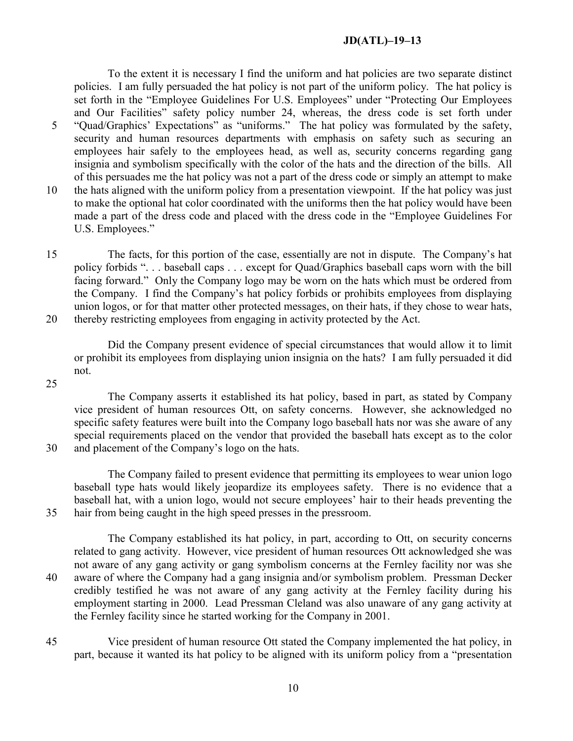To the extent it is necessary I find the uniform and hat policies are two separate distinct policies. I am fully persuaded the hat policy is not part of the uniform policy. The hat policy is set forth in the "Employee Guidelines For U.S. Employees" under "Protecting Our Employees and Our Facilities" safety policy number 24, whereas, the dress code is set forth under "Quad/Graphics' Expectations" as "uniforms." The hat policy was formulated by the safety, security and human resources departments with emphasis on safety such as securing an employees hair safely to the employees head, as well as, security concerns regarding gang insignia and symbolism specifically with the color of the hats and the direction of the bills. All of this persuades me the hat policy was not a part of the dress code or simply an attempt to make the hats aligned with the uniform policy from a presentation viewpoint. If the hat policy was just to make the optional hat color coordinated with the uniforms then the hat policy would have been made a part of the dress code and placed with the dress code in the "Employee Guidelines For U.S. Employees."

The facts, for this portion of the case, essentially are not in dispute. The Company's hat policy forbids ". . . baseball caps . . . except for Quad/Graphics baseball caps worn with the bill facing forward." Only the Company logo may be worn on the hats which must be ordered from the Company. I find the Company's hat policy forbids or prohibits employees from displaying union logos, or for that matter other protected messages, on their hats, if they chose to wear hats, thereby restricting employees from engaging in activity protected by the Act.

Did the Company present evidence of special circumstances that would allow it to limit or prohibit its employees from displaying union insignia on the hats? I am fully persuaded it did not.

The Company asserts it established its hat policy, based in part, as stated by Company vice president of human resources Ott, on safety concerns. However, she acknowledged no specific safety features were built into the Company logo baseball hats nor was she aware of any special requirements placed on the vendor that provided the baseball hats except as to the color and placement of the Company's logo on the hats.

The Company failed to present evidence that permitting its employees to wear union logo baseball type hats would likely jeopardize its employees safety. There is no evidence that a baseball hat, with a union logo, would not secure employees' hair to their heads preventing the hair from being caught in the high speed presses in the pressroom.

The Company established its hat policy, in part, according to Ott, on security concerns related to gang activity. However, vice president of human resources Ott acknowledged she was not aware of any gang activity or gang symbolism concerns at the Fernley facility nor was she aware of where the Company had a gang insignia and/or symbolism problem. Pressman Decker credibly testified he was not aware of any gang activity at the Fernley facility during his employment starting in 2000. Lead Pressman Cleland was also unaware of any gang activity at the Fernley facility since he started working for the Company in 2001.

Vice president of human resource Ott stated the Company implemented the hat policy, in part, because it wanted its hat policy to be aligned with its uniform policy from a "presentation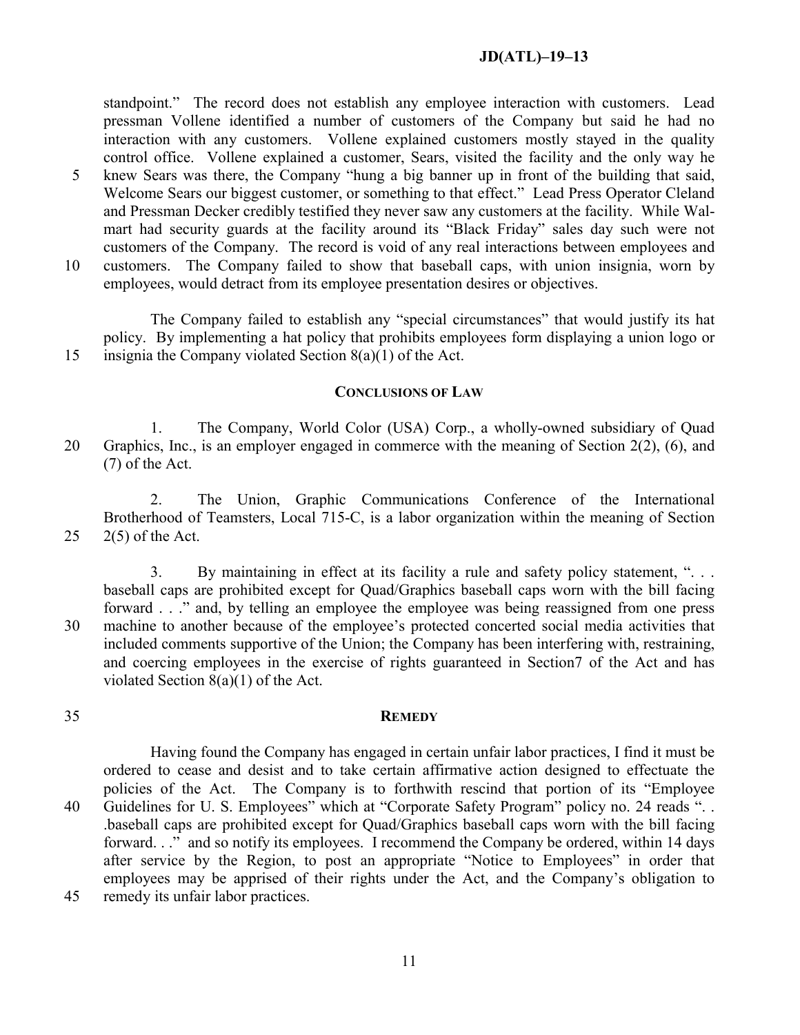standpoint." The record does not establish any employee interaction with customers. Lead pressman Vollene identified a number of customers of the Company but said he had no interaction with any customers. Vollene explained customers mostly stayed in the quality control office. Vollene explained a customer, Sears, visited the facility and the only way he knew Sears was there, the Company "hung a big banner up in front of the building that said, Welcome Sears our biggest customer, or something to that effect." Lead Press Operator Cleland and Pressman Decker credibly testified they never saw any customers at the facility. While Wal-mart had security guards at the facility around its "Black Friday" sales day such were not customers of the Company. The record is void of any real interactions between employees and customers. The Company failed to show that baseball caps, with union insignia, worn by employees, would detract from its employee presentation desires or objectives.

The Company failed to establish any "special circumstances" that would justify its hat policy. By implementing a hat policy that prohibits employees form displaying a union logo or insignia the Company violated Section 8(a)(1) of the Act.

## CONCLUSIONS OF LAW

1. The Company, World Color (USA) Corp., a wholly-owned subsidiary of Quad Graphics, Inc., is an employer engaged in commerce with the meaning of Section 2(2), (6), and (7) of the Act.

2. The Union, Graphic Communications Conference of the International Brotherhood of Teamsters, Local 715-C, is a labor organization within the meaning of Section 2(5) of the Act.

3. By maintaining in effect at its facility a rule and safety policy statement, ". . . baseball caps are prohibited except for Quad/Graphics baseball caps worn with the bill facing forward . . ." and, by telling an employee the employee was being reassigned from one press machine to another because of the employee's protected concerted social media activities that included comments supportive of the Union; the Company has been interfering with, restraining, and coercing employees in the exercise of rights guaranteed in Section7 of the Act and has violated Section 8(a)(1) of the Act.

## REMEDY

Having found the Company has engaged in certain unfair labor practices, I find it must be ordered to cease and desist and to take certain affirmative action designed to effectuate the policies of the Act. The Company is to forthwith rescind that portion of its "Employee Guidelines for U. S. Employees" which at "Corporate Safety Program" policy no. 24 reads ". . .baseball caps are prohibited except for Quad/Graphics baseball caps worn with the bill facing forward. . ." and so notify its employees. I recommend the Company be ordered, within 14 days after service by the Region, to post an appropriate "Notice to Employees" in order that employees may be apprised of their rights under the Act, and the Company's obligation to remedy its unfair labor practices.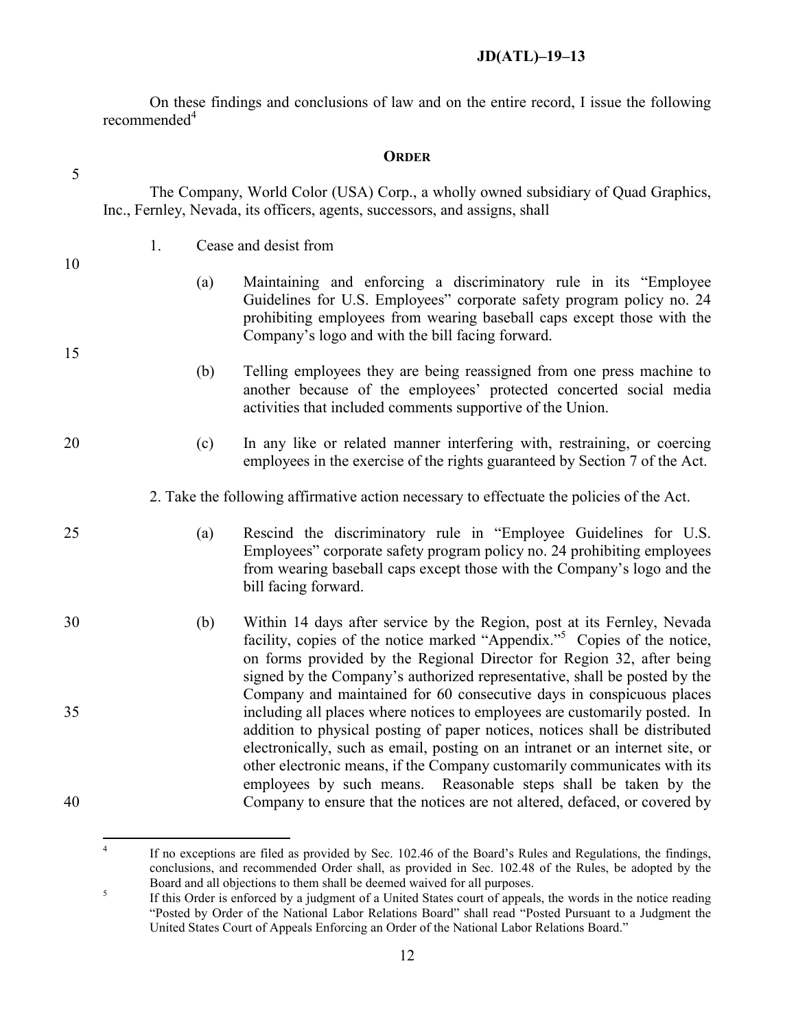On these findings and conclusions of law and on the entire record, I issue the following recommended[4]

## ORDER

The Company, World Color (USA) Corp., a wholly owned subsidiary of Quad Graphics, Inc., Fernley, Nevada, its officers, agents, successors, and assigns, shall

1. Cease and desist from

   (a) Maintaining and enforcing a discriminatory rule in its "Employee Guidelines for U.S. Employees" corporate safety program policy no. 24 prohibiting employees from wearing baseball caps except those with the Company's logo and with the bill facing forward.

   (b) Telling employees they are being reassigned from one press machine to another because of the employees' protected concerted social media activities that included comments supportive of the Union.

   (c) In any like or related manner interfering with, restraining, or coercing employees in the exercise of the rights guaranteed by Section 7 of the Act.

2. Take the following affirmative action necessary to effectuate the policies of the Act.

   (a) Rescind the discriminatory rule in "Employee Guidelines for U.S. Employees" corporate safety program policy no. 24 prohibiting employees from wearing baseball caps except those with the Company's logo and the bill facing forward.

   (b) Within 14 days after service by the Region, post at its Fernley, Nevada facility, copies of the notice marked "Appendix."[5] Copies of the notice, on forms provided by the Regional Director for Region 32, after being signed by the Company's authorized representative, shall be posted by the Company and maintained for 60 consecutive days in conspicuous places including all places where notices to employees are customarily posted. In addition to physical posting of paper notices, notices shall be distributed electronically, such as email, posting on an intranet or an internet site, or other electronic means, if the Company customarily communicates with its employees by such means. Reasonable steps shall be taken by the Company to ensure that the notices are not altered, defaced, or covered by

---

[4] If no exceptions are filed as provided by Sec. 102.46 of the Board's Rules and Regulations, the findings, conclusions, and recommended Order shall, as provided in Sec. 102.48 of the Rules, be adopted by the Board and all objections to them shall be deemed waived for all purposes.

[5] If this Order is enforced by a judgment of a United States court of appeals, the words in the notice reading "Posted by Order of the National Labor Relations Board" shall read "Posted Pursuant to a Judgment the United States Court of Appeals Enforcing an Order of the National Labor Relations Board."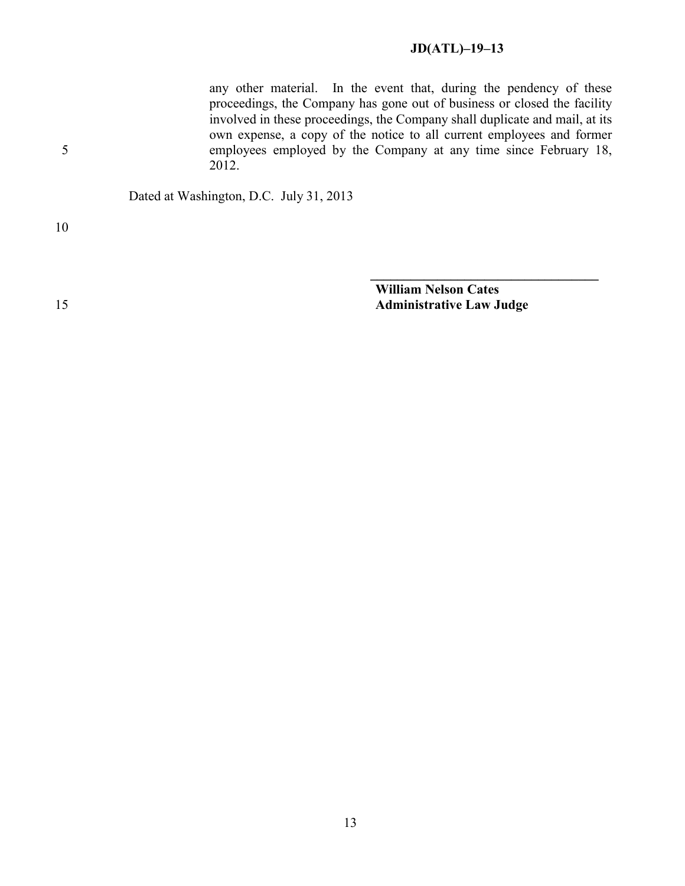any other material. In the event that, during the pendency of these proceedings, the Company has gone out of business or closed the facility involved in these proceedings, the Company shall duplicate and mail, at its own expense, a copy of the notice to all current employees and former employees employed by the Company at any time since February 18, 2012.

Dated at Washington, D.C. July 31, 2013

\_\_\_\_\_\_\_\_\_\_\_\_\_\_\_\_\_\_\_\_\_\_\_\_\_\_\_\_\_\_\_\_\_\_\_

**William Nelson Cates**
**Administrative Law Judge**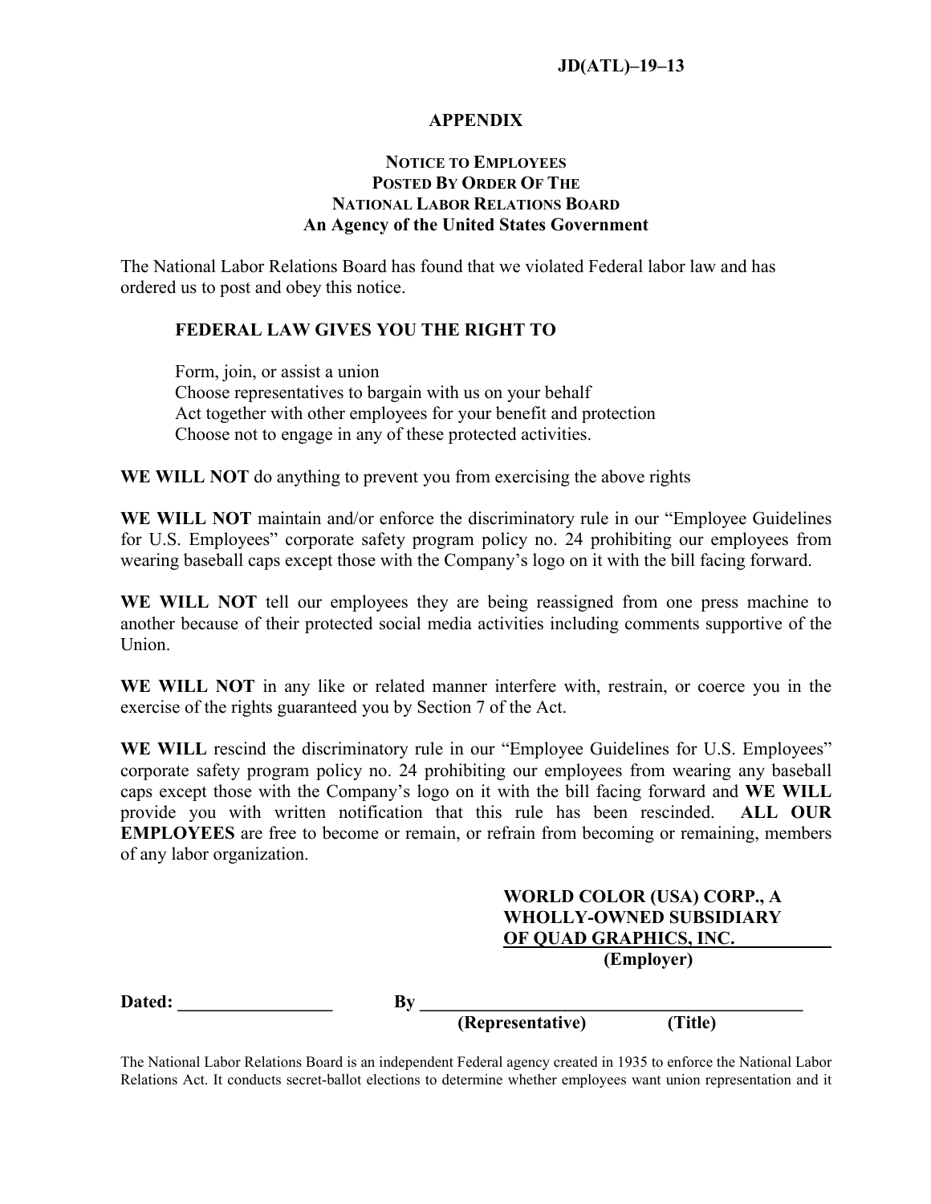JD(ATL)–19–13

## APPENDIX

### NOTICE TO EMPLOYEES
### POSTED BY ORDER OF THE
### NATIONAL LABOR RELATIONS BOARD
### An Agency of the United States Government

The National Labor Relations Board has found that we violated Federal labor law and has ordered us to post and obey this notice.

**FEDERAL LAW GIVES YOU THE RIGHT TO**

Form, join, or assist a union
Choose representatives to bargain with us on your behalf
Act together with other employees for your benefit and protection
Choose not to engage in any of these protected activities.

**WE WILL NOT** do anything to prevent you from exercising the above rights

**WE WILL NOT** maintain and/or enforce the discriminatory rule in our "Employee Guidelines for U.S. Employees" corporate safety program policy no. 24 prohibiting our employees from wearing baseball caps except those with the Company's logo on it with the bill facing forward.

**WE WILL NOT** tell our employees they are being reassigned from one press machine to another because of their protected social media activities including comments supportive of the Union.

**WE WILL NOT** in any like or related manner interfere with, restrain, or coerce you in the exercise of the rights guaranteed you by Section 7 of the Act.

**WE WILL** rescind the discriminatory rule in our "Employee Guidelines for U.S. Employees" corporate safety program policy no. 24 prohibiting our employees from wearing any baseball caps except those with the Company's logo on it with the bill facing forward and **WE WILL** provide you with written notification that this rule has been rescinded. **ALL OUR EMPLOYEES** are free to become or remain, or refrain from becoming or remaining, members of any labor organization.

**WORLD COLOR (USA) CORP., A WHOLLY-OWNED SUBSIDIARY OF QUAD GRAPHICS, INC.**
**(Employer)**

**Dated:** _________________ **By** ____________________________________________
**(Representative)** **(Title)**

The National Labor Relations Board is an independent Federal agency created in 1935 to enforce the National Labor Relations Act. It conducts secret-ballot elections to determine whether employees want union representation and it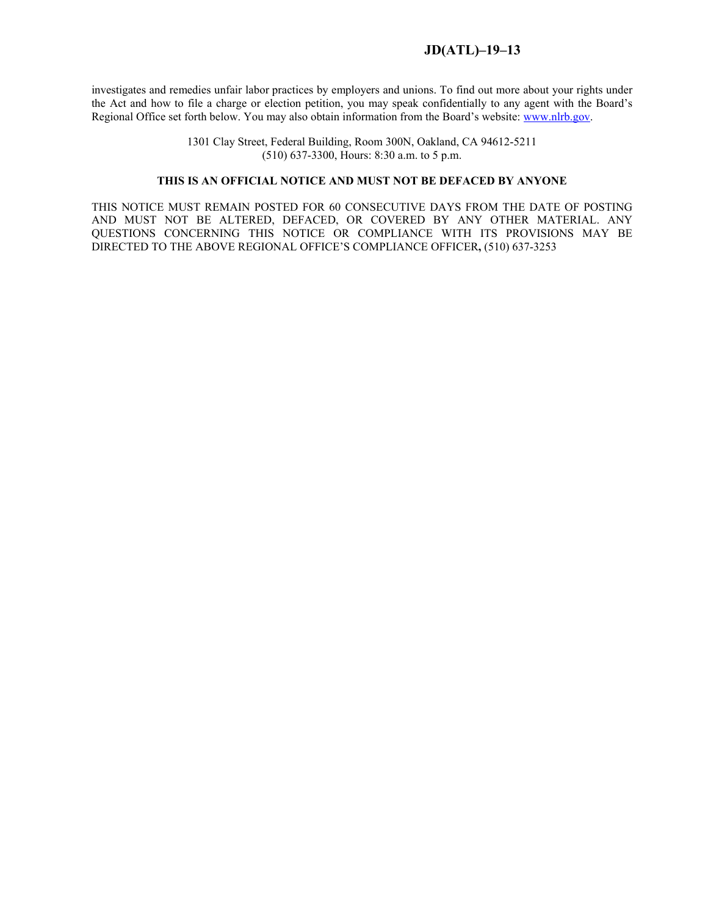investigates and remedies unfair labor practices by employers and unions. To find out more about your rights under the Act and how to file a charge or election petition, you may speak confidentially to any agent with the Board's Regional Office set forth below. You may also obtain information from the Board's website: www.nlrb.gov.

1301 Clay Street, Federal Building, Room 300N, Oakland, CA 94612-5211
(510) 637-3300, Hours: 8:30 a.m. to 5 p.m.

**THIS IS AN OFFICIAL NOTICE AND MUST NOT BE DEFACED BY ANYONE**

THIS NOTICE MUST REMAIN POSTED FOR 60 CONSECUTIVE DAYS FROM THE DATE OF POSTING AND MUST NOT BE ALTERED, DEFACED, OR COVERED BY ANY OTHER MATERIAL. ANY QUESTIONS CONCERNING THIS NOTICE OR COMPLIANCE WITH ITS PROVISIONS MAY BE DIRECTED TO THE ABOVE REGIONAL OFFICE'S COMPLIANCE OFFICER**,** (510) 637-3253